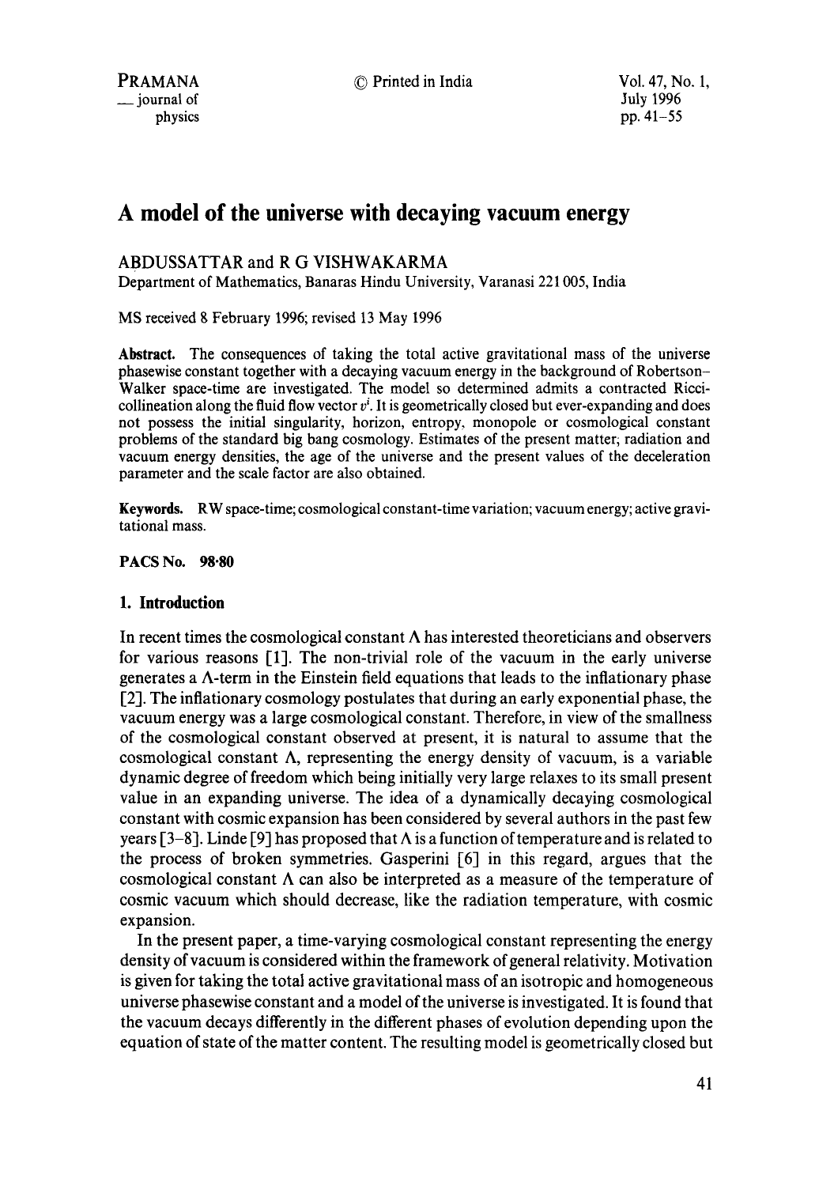# A model of the universe with decaying vacuum energy

ABDUSSATTAR and R G VISHWAKARMA

Department of Mathematics, Banaras Hindu University, Varanasi 221 005, India

MS received 8 February 1996; revised 13 May 1996

**Abstract.** The consequences of taking the total active gravitational mass of the universe phasewise constant together with a decaying vacuum energy in the background of Robertson–Walker space-time are investigated. The model so determined admits a contracted Ricci-collineation along the fluid flow vector $v^i$. It is geometrically closed but ever-expanding and does not possess the initial singularity, horizon, entropy, monopole or cosmological constant problems of the standard big bang cosmology. Estimates of the present matter, radiation and vacuum energy densities, the age of the universe and the present values of the deceleration parameter and the scale factor are also obtained.

**Keywords.** RW space-time; cosmological constant-time variation; vacuum energy; active gravitational mass.

**PACS No. 98·80**

## 1. Introduction

In recent times the cosmological constant $\Lambda$ has interested theoreticians and observers for various reasons [1]. The non-trivial role of the vacuum in the early universe generates a $\Lambda$-term in the Einstein field equations that leads to the inflationary phase [2]. The inflationary cosmology postulates that during an early exponential phase, the vacuum energy was a large cosmological constant. Therefore, in view of the smallness of the cosmological constant observed at present, it is natural to assume that the cosmological constant $\Lambda$, representing the energy density of vacuum, is a variable dynamic degree of freedom which being initially very large relaxes to its small present value in an expanding universe. The idea of a dynamically decaying cosmological constant with cosmic expansion has been considered by several authors in the past few years [3–8]. Linde [9] has proposed that $\Lambda$ is a function of temperature and is related to the process of broken symmetries. Gasperini [6] in this regard, argues that the cosmological constant $\Lambda$ can also be interpreted as a measure of the temperature of cosmic vacuum which should decrease, like the radiation temperature, with cosmic expansion.

In the present paper, a time-varying cosmological constant representing the energy density of vacuum is considered within the framework of general relativity. Motivation is given for taking the total active gravitational mass of an isotropic and homogeneous universe phasewise constant and a model of the universe is investigated. It is found that the vacuum decays differently in the different phases of evolution depending upon the equation of state of the matter content. The resulting model is geometrically closed but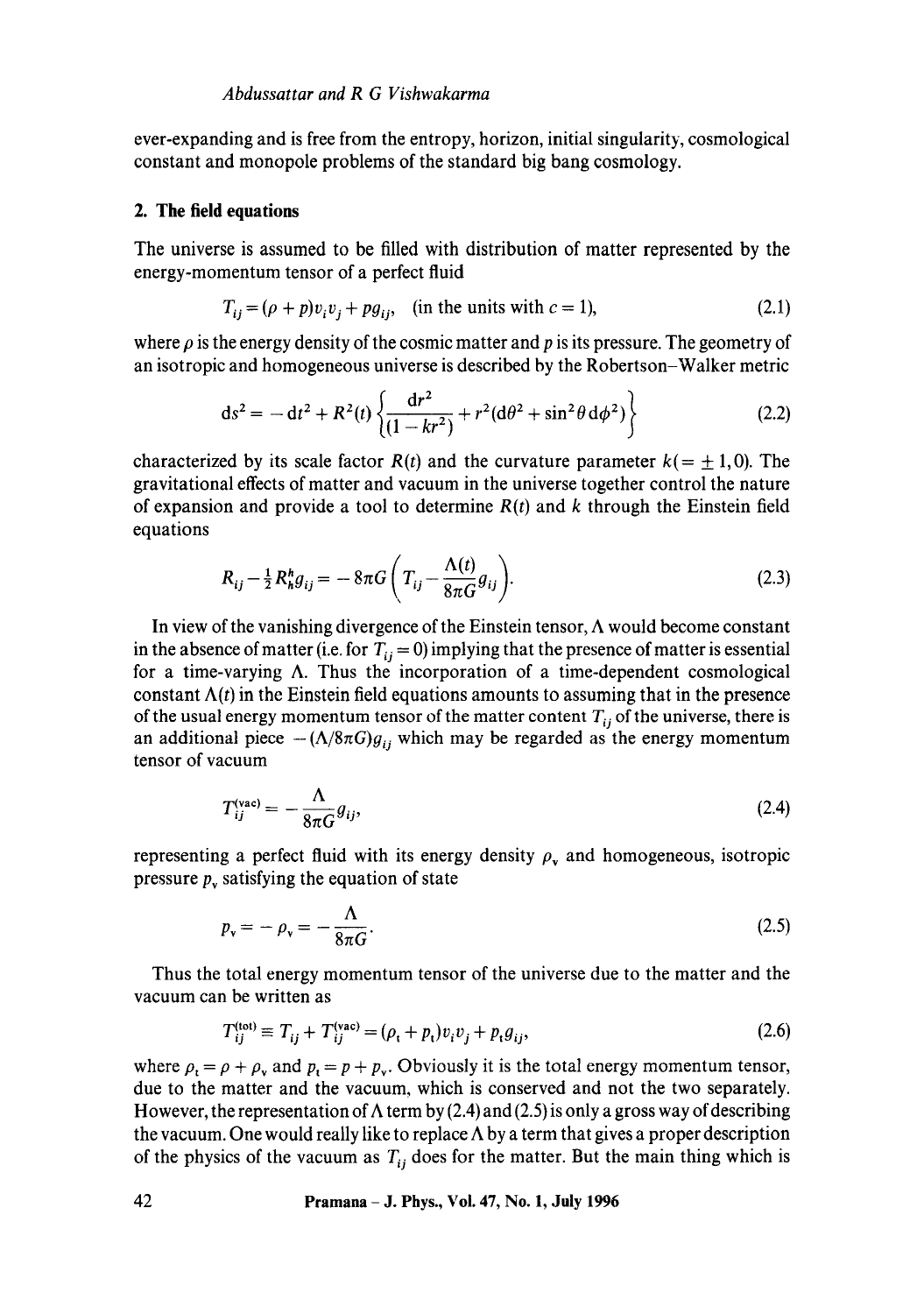ever-expanding and is free from the entropy, horizon, initial singularity, cosmological constant and monopole problems of the standard big bang cosmology.

## 2. The field equations

The universe is assumed to be filled with distribution of matter represented by the energy-momentum tensor of a perfect fluid

$$T_{ij} = (\rho + p)v_i v_j + p g_{ij}, \quad \text{(in the units with } c = 1\text{)}, \tag{2.1}$$

where $\rho$ is the energy density of the cosmic matter and $p$ is its pressure. The geometry of an isotropic and homogeneous universe is described by the Robertson–Walker metric

$$ds^2 = -dt^2 + R^2(t)\left\{\frac{dr^2}{(1-kr^2)} + r^2(d\theta^2 + \sin^2\theta\, d\phi^2)\right\} \tag{2.2}$$

characterized by its scale factor $R(t)$ and the curvature parameter $k(=\pm 1, 0)$. The gravitational effects of matter and vacuum in the universe together control the nature of expansion and provide a tool to determine $R(t)$ and $k$ through the Einstein field equations

$$R_{ij} - \tfrac{1}{2}R^h_h g_{ij} = -8\pi G\left(T_{ij} - \frac{\Lambda(t)}{8\pi G}g_{ij}\right). \tag{2.3}$$

In view of the vanishing divergence of the Einstein tensor, $\Lambda$ would become constant in the absence of matter (i.e. for $T_{ij} = 0$) implying that the presence of matter is essential for a time-varying $\Lambda$. Thus the incorporation of a time-dependent cosmological constant $\Lambda(t)$ in the Einstein field equations amounts to assuming that in the presence of the usual energy momentum tensor of the matter content $T_{ij}$ of the universe, there is an additional piece $-(\Lambda/8\pi G)g_{ij}$ which may be regarded as the energy momentum tensor of vacuum

$$T^{(\text{vac})}_{ij} = -\frac{\Lambda}{8\pi G}g_{ij}, \tag{2.4}$$

representing a perfect fluid with its energy density $\rho_v$ and homogeneous, isotropic pressure $p_v$ satisfying the equation of state

$$p_v = -\rho_v = -\frac{\Lambda}{8\pi G}. \tag{2.5}$$

Thus the total energy momentum tensor of the universe due to the matter and the vacuum can be written as

$$T^{(\text{tot})}_{ij} \equiv T_{ij} + T^{(\text{vac})}_{ij} = (\rho_t + p_t)v_i v_j + p_t g_{ij}, \tag{2.6}$$

where $\rho_t = \rho + \rho_v$ and $p_t = p + p_v$. Obviously it is the total energy momentum tensor, due to the matter and the vacuum, which is conserved and not the two separately. However, the representation of $\Lambda$ term by (2.4) and (2.5) is only a gross way of describing the vacuum. One would really like to replace $\Lambda$ by a term that gives a proper description of the physics of the vacuum as $T_{ij}$ does for the matter. But the main thing which is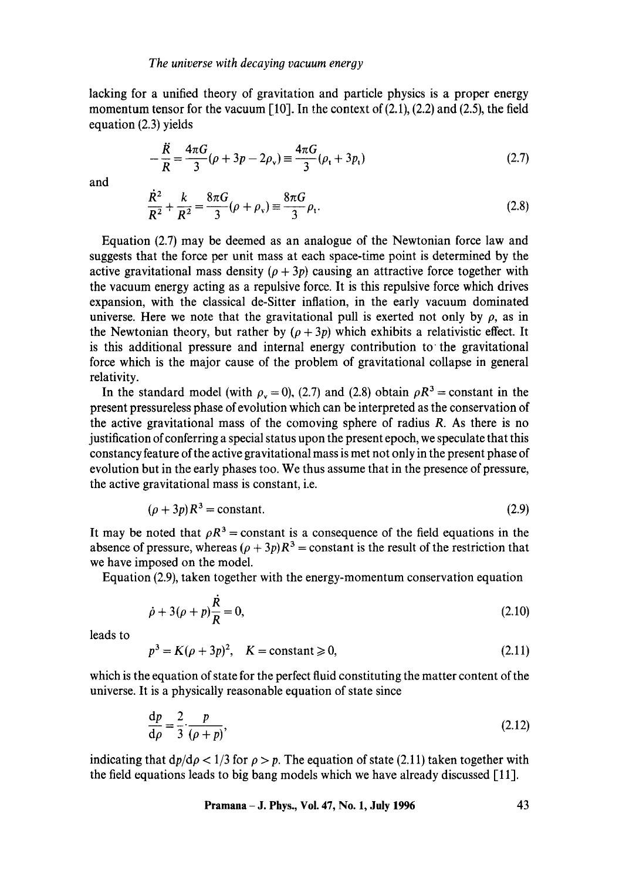lacking for a unified theory of gravitation and particle physics is a proper energy momentum tensor for the vacuum [10]. In the context of (2.1), (2.2) and (2.5), the field equation (2.3) yields

$$-\frac{\ddot{R}}{R} = \frac{4\pi G}{3}(\rho + 3p - 2\rho_v) \equiv \frac{4\pi G}{3}(\rho_t + 3p_t) \tag{2.7}$$

and

$$\frac{\dot{R}^2}{R^2} + \frac{k}{R^2} = \frac{8\pi G}{3}(\rho + \rho_v) \equiv \frac{8\pi G}{3}\rho_t. \tag{2.8}$$

Equation (2.7) may be deemed as an analogue of the Newtonian force law and suggests that the force per unit mass at each space-time point is determined by the active gravitational mass density $(\rho + 3p)$ causing an attractive force together with the vacuum energy acting as a repulsive force. It is this repulsive force which drives expansion, with the classical de-Sitter inflation, in the early vacuum dominated universe. Here we note that the gravitational pull is exerted not only by $\rho$, as in the Newtonian theory, but rather by $(\rho + 3p)$ which exhibits a relativistic effect. It is this additional pressure and internal energy contribution to the gravitational force which is the major cause of the problem of gravitational collapse in general relativity.

In the standard model (with $\rho_v = 0$), (2.7) and (2.8) obtain $\rho R^3 = \text{constant}$ in the present pressureless phase of evolution which can be interpreted as the conservation of the active gravitational mass of the comoving sphere of radius $R$. As there is no justification of conferring a special status upon the present epoch, we speculate that this constancy feature of the active gravitational mass is met not only in the present phase of evolution but in the early phases too. We thus assume that in the presence of pressure, the active gravitational mass is constant, i.e.

$$(\rho + 3p)R^3 = \text{constant}. \tag{2.9}$$

It may be noted that $\rho R^3 = \text{constant}$ is a consequence of the field equations in the absence of pressure, whereas $(\rho + 3p)R^3 = \text{constant}$ is the result of the restriction that we have imposed on the model.

Equation (2.9), taken together with the energy-momentum conservation equation

$$\dot{\rho} + 3(\rho + p)\frac{\dot{R}}{R} = 0, \tag{2.10}$$

leads to

$$p^3 = K(\rho + 3p)^2, \quad K = \text{constant} \geqslant 0, \tag{2.11}$$

which is the equation of state for the perfect fluid constituting the matter content of the universe. It is a physically reasonable equation of state since

$$\frac{\mathrm{d}p}{\mathrm{d}\rho} = \frac{2}{3}\cdot\frac{p}{(\rho + p)}, \tag{2.12}$$

indicating that $\mathrm{d}p/\mathrm{d}\rho < 1/3$ for $\rho > p$. The equation of state (2.11) taken together with the field equations leads to big bang models which we have already discussed [11].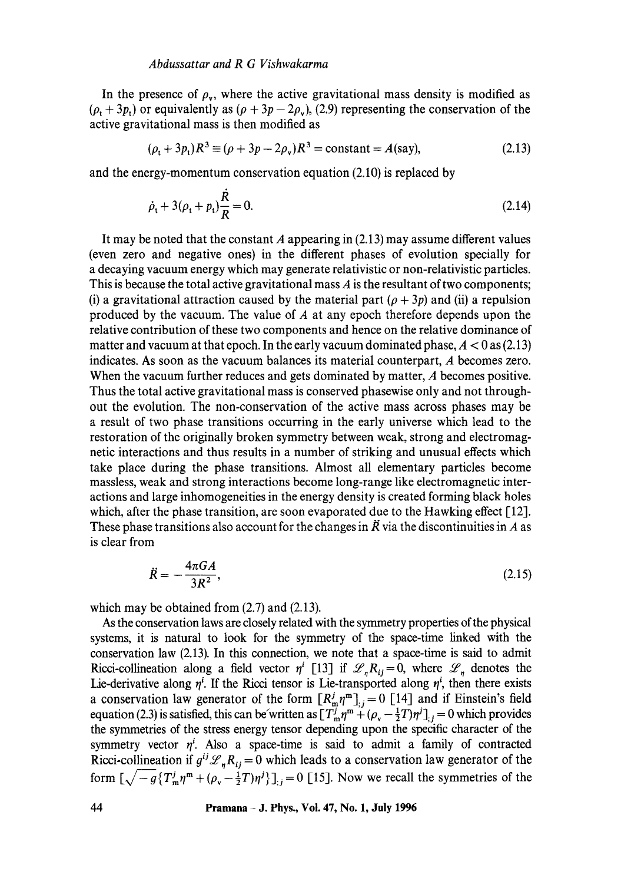In the presence of $\rho_v$, where the active gravitational mass density is modified as $(\rho_t + 3p_t)$ or equivalently as $(\rho + 3p - 2\rho_v)$, (2.9) representing the conservation of the active gravitational mass is then modified as

$$(\rho_t + 3p_t)R^3 \equiv (\rho + 3p - 2\rho_v)R^3 = \text{constant} = A(\text{say}), \tag{2.13}$$

and the energy-momentum conservation equation (2.10) is replaced by

$$\dot{\rho}_t + 3(\rho_t + p_t)\frac{\dot{R}}{R} = 0. \tag{2.14}$$

It may be noted that the constant $A$ appearing in (2.13) may assume different values (even zero and negative ones) in the different phases of evolution specially for a decaying vacuum energy which may generate relativistic or non-relativistic particles. This is because the total active gravitational mass $A$ is the resultant of two components; (i) a gravitational attraction caused by the material part $(\rho + 3p)$ and (ii) a repulsion produced by the vacuum. The value of $A$ at any epoch therefore depends upon the relative contribution of these two components and hence on the relative dominance of matter and vacuum at that epoch. In the early vacuum dominated phase, $A < 0$ as (2.13) indicates. As soon as the vacuum balances its material counterpart, $A$ becomes zero. When the vacuum further reduces and gets dominated by matter, $A$ becomes positive. Thus the total active gravitational mass is conserved phasewise only and not throughout the evolution. The non-conservation of the active mass across phases may be a result of two phase transitions occurring in the early universe which lead to the restoration of the originally broken symmetry between weak, strong and electromagnetic interactions and thus results in a number of striking and unusual effects which take place during the phase transitions. Almost all elementary particles become massless, weak and strong interactions become long-range like electromagnetic interactions and large inhomogeneities in the energy density is created forming black holes which, after the phase transition, are soon evaporated due to the Hawking effect [12]. These phase transitions also account for the changes in $\ddot{R}$ via the discontinuities in $A$ as is clear from

$$\ddot{R} = -\frac{4\pi G A}{3R^2}, \tag{2.15}$$

which may be obtained from (2.7) and (2.13).

As the conservation laws are closely related with the symmetry properties of the physical systems, it is natural to look for the symmetry of the space-time linked with the conservation law (2.13). In this connection, we note that a space-time is said to admit Ricci-collineation along a field vector $\eta^i$ [13] if $\mathscr{L}_\eta R_{ij} = 0$, where $\mathscr{L}_\eta$ denotes the Lie-derivative along $\eta^i$. If the Ricci tensor is Lie-transported along $\eta^i$, then there exists a conservation law generator of the form $[R^j_m \eta^m]_{;j} = 0$ [14] and if Einstein's field equation (2.3) is satisfied, this can be written as $[T^j_m \eta^m + (\rho_v - \frac{1}{2}T)\eta^j]_{;j} = 0$ which provides the symmetries of the stress energy tensor depending upon the specific character of the symmetry vector $\eta^i$. Also a space-time is said to admit a family of contracted Ricci-collineation if $g^{ij}\mathscr{L}_\eta R_{ij} = 0$ which leads to a conservation law generator of the form $[\sqrt{-g}\{T^j_m \eta^m + (\rho_v - \frac{1}{2}T)\eta^j\}]_{;j} = 0$ [15]. Now we recall the symmetries of the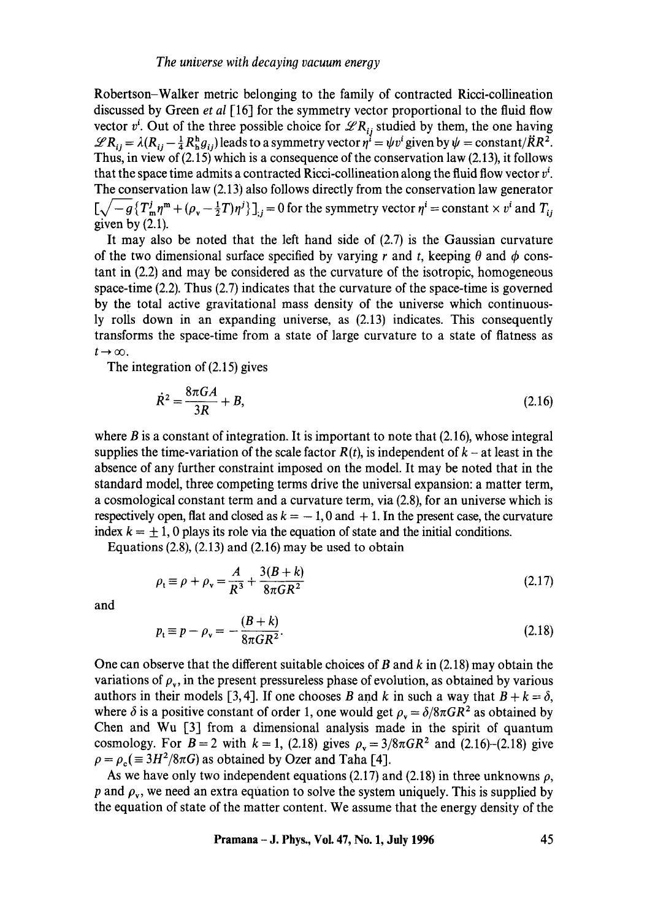Robertson–Walker metric belonging to the family of contracted Ricci-collineation discussed by Green *et al* [16] for the symmetry vector proportional to the fluid flow vector $v^i$. Out of the three possible choice for $\mathcal{L}R_{ij}$ studied by them, the one having $\mathcal{L}R_{ij} = \lambda(R_{ij} - \frac{1}{4}R^h_h g_{ij})$ leads to a symmetry vector $\eta^i = \psi v^i$ given by $\psi = \text{constant}/\ddot{R}R^2$. Thus, in view of (2.15) which is a consequence of the conservation law (2.13), it follows that the space time admits a contracted Ricci-collineation along the fluid flow vector $v^i$. The conservation law (2.13) also follows directly from the conservation law generator $[\sqrt{-g}\{T^j_m \eta^m + (\rho_v - \frac{1}{2}T)\eta^j\}]_{;j} = 0$ for the symmetry vector $\eta^i = \text{constant} \times v^i$ and $T_{ij}$ given by (2.1).

It may also be noted that the left hand side of (2.7) is the Gaussian curvature of the two dimensional surface specified by varying $r$ and $t$, keeping $\theta$ and $\phi$ constant in (2.2) and may be considered as the curvature of the isotropic, homogeneous space-time (2.2). Thus (2.7) indicates that the curvature of the space-time is governed by the total active gravitational mass density of the universe which continuously rolls down in an expanding universe, as (2.13) indicates. This consequently transforms the space-time from a state of large curvature to a state of flatness as $t \to \infty$.

The integration of (2.15) gives

$$\dot{R}^2 = \frac{8\pi G A}{3R} + B, \tag{2.16}$$

where $B$ is a constant of integration. It is important to note that (2.16), whose integral supplies the time-variation of the scale factor $R(t)$, is independent of $k$ – at least in the absence of any further constraint imposed on the model. It may be noted that in the standard model, three competing terms drive the universal expansion: a matter term, a cosmological constant term and a curvature term, via (2.8), for an universe which is respectively open, flat and closed as $k = -1, 0$ and $+1$. In the present case, the curvature index $k = \pm 1, 0$ plays its role via the equation of state and the initial conditions.

Equations (2.8), (2.13) and (2.16) may be used to obtain

$$\rho_t \equiv \rho + \rho_v = \frac{A}{R^3} + \frac{3(B+k)}{8\pi G R^2} \tag{2.17}$$

and

$$p_t \equiv p - \rho_v = -\frac{(B+k)}{8\pi G R^2}. \tag{2.18}$$

One can observe that the different suitable choices of $B$ and $k$ in (2.18) may obtain the variations of $\rho_v$, in the present pressureless phase of evolution, as obtained by various authors in their models [3,4]. If one chooses $B$ and $k$ in such a way that $B + k = \delta$, where $\delta$ is a positive constant of order 1, one would get $\rho_v = \delta/8\pi G R^2$ as obtained by Chen and Wu [3] from a dimensional analysis made in the spirit of quantum cosmology. For $B = 2$ with $k = 1$, (2.18) gives $\rho_v = 3/8\pi G R^2$ and (2.16)–(2.18) give $\rho = \rho_c (\equiv 3H^2/8\pi G)$ as obtained by Ozer and Taha [4].

As we have only two independent equations (2.17) and (2.18) in three unknowns $\rho$, $p$ and $\rho_v$, we need an extra equation to solve the system uniquely. This is supplied by the equation of state of the matter content. We assume that the energy density of the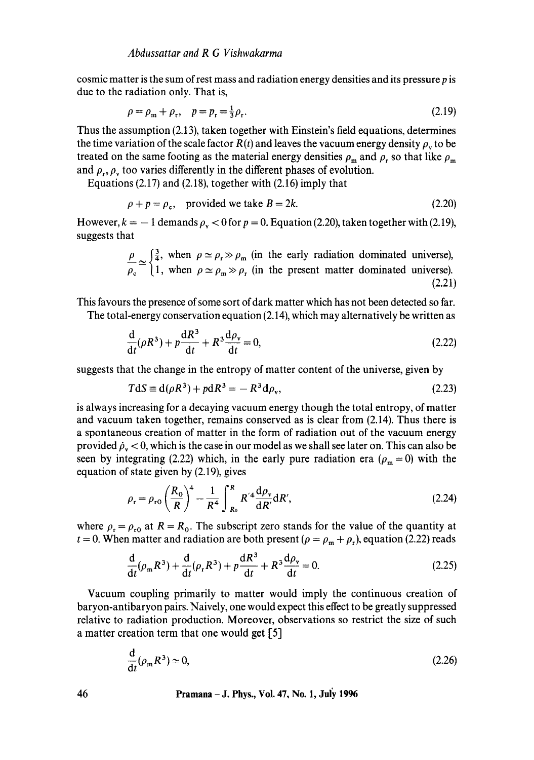cosmic matter is the sum of rest mass and radiation energy densities and its pressure $p$ is due to the radiation only. That is,

$$\rho = \rho_m + \rho_r, \quad p = p_r = \tfrac{1}{3}\rho_r. \tag{2.19}$$

Thus the assumption (2.13), taken together with Einstein's field equations, determines the time variation of the scale factor $R(t)$ and leaves the vacuum energy density $\rho_v$ to be treated on the same footing as the material energy densities $\rho_m$ and $\rho_r$ so that like $\rho_m$ and $\rho_r$, $\rho_v$ too varies differently in the different phases of evolution.

Equations (2.17) and (2.18), together with (2.16) imply that

$$\rho + p = \rho_c, \quad \text{provided we take } B = 2k. \tag{2.20}$$

However, $k = -1$ demands $\rho_v < 0$ for $p = 0$. Equation (2.20), taken together with (2.19), suggests that

$$\frac{\rho}{\rho_c} \simeq \begin{cases} \frac{3}{4}, & \text{when } \rho \simeq \rho_r \gg \rho_m \text{ (in the early radiation dominated universe)}, \\ 1, & \text{when } \rho \simeq \rho_m \gg \rho_r \text{ (in the present matter dominated universe)}. \end{cases} \tag{2.21}$$

This favours the presence of some sort of dark matter which has not been detected so far.

The total-energy conservation equation (2.14), which may alternatively be written as

$$\frac{d}{dt}(\rho R^3) + p\frac{dR^3}{dt} + R^3\frac{d\rho_v}{dt} = 0, \tag{2.22}$$

suggests that the change in the entropy of matter content of the universe, given by

$$TdS \equiv d(\rho R^3) + p dR^3 = -R^3 d\rho_v, \tag{2.23}$$

is always increasing for a decaying vacuum energy though the total entropy, of matter and vacuum taken together, remains conserved as is clear from (2.14). Thus there is a spontaneous creation of matter in the form of radiation out of the vacuum energy provided $\dot{\rho}_v < 0$, which is the case in our model as we shall see later on. This can also be seen by integrating (2.22) which, in the early pure radiation era ($\rho_m = 0$) with the equation of state given by (2.19), gives

$$\rho_r = \rho_{r0}\left(\frac{R_0}{R}\right)^4 - \frac{1}{R^4}\int_{R_0}^{R} R'^4 \frac{d\rho_v}{dR'} dR', \tag{2.24}$$

where $\rho_r = \rho_{r0}$ at $R = R_0$. The subscript zero stands for the value of the quantity at $t = 0$. When matter and radiation are both present ($\rho = \rho_m + \rho_r$), equation (2.22) reads

$$\frac{d}{dt}(\rho_m R^3) + \frac{d}{dt}(\rho_r R^3) + p\frac{dR^3}{dt} + R^3\frac{d\rho_v}{dt} = 0. \tag{2.25}$$

Vacuum coupling primarily to matter would imply the continuous creation of baryon-antibaryon pairs. Naively, one would expect this effect to be greatly suppressed relative to radiation production. Moreover, observations so restrict the size of such a matter creation term that one would get [5]

$$\frac{d}{dt}(\rho_m R^3) \simeq 0, \tag{2.26}$$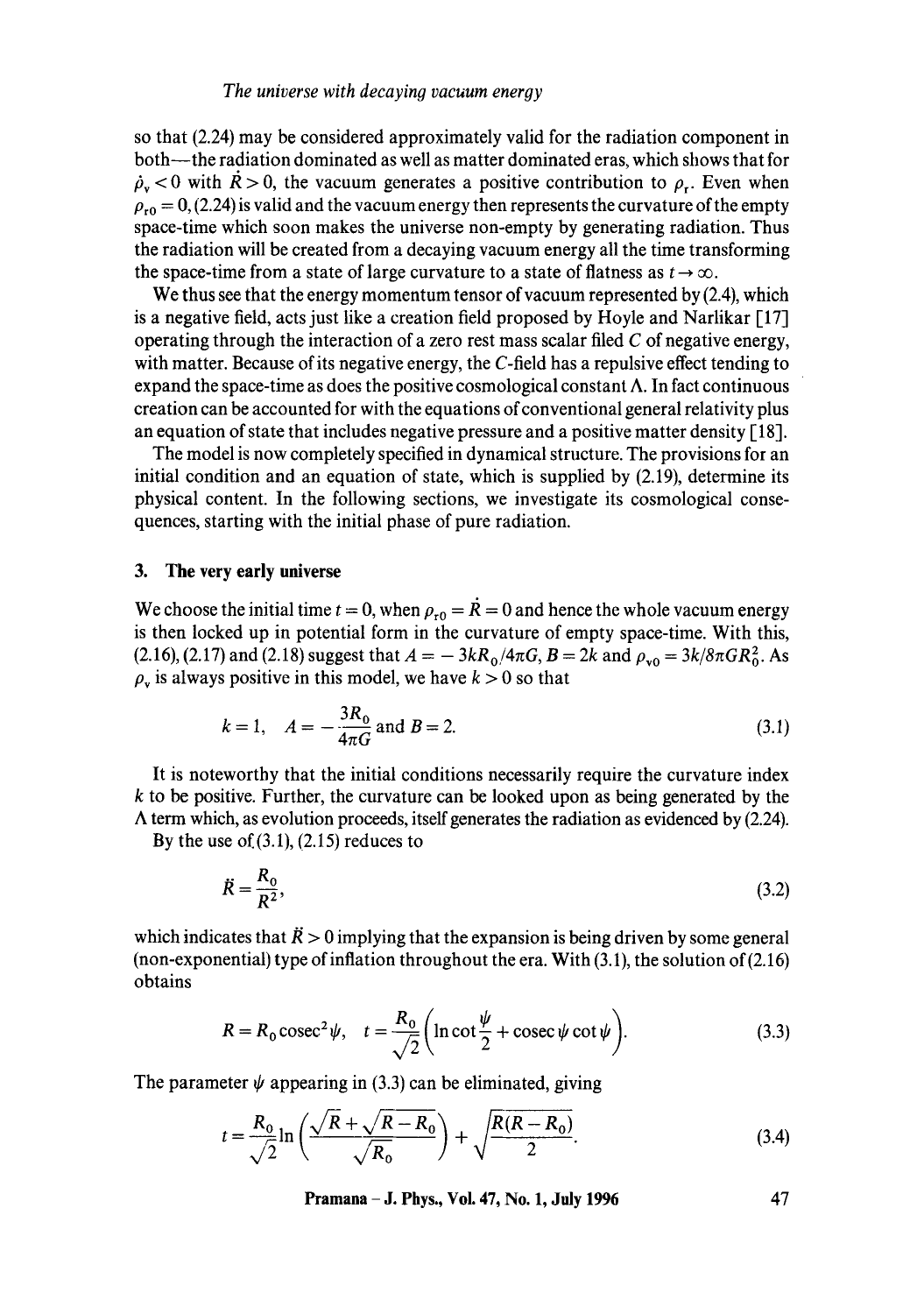so that (2.24) may be considered approximately valid for the radiation component in both—the radiation dominated as well as matter dominated eras, which shows that for $\dot{\rho}_v < 0$ with $\dot{R} > 0$, the vacuum generates a positive contribution to $\rho_r$. Even when $\rho_{r0} = 0$, (2.24) is valid and the vacuum energy then represents the curvature of the empty space-time which soon makes the universe non-empty by generating radiation. Thus the radiation will be created from a decaying vacuum energy all the time transforming the space-time from a state of large curvature to a state of flatness as $t \to \infty$.

We thus see that the energy momentum tensor of vacuum represented by (2.4), which is a negative field, acts just like a creation field proposed by Hoyle and Narlikar [17] operating through the interaction of a zero rest mass scalar filed $C$ of negative energy, with matter. Because of its negative energy, the $C$-field has a repulsive effect tending to expand the space-time as does the positive cosmological constant $\Lambda$. In fact continuous creation can be accounted for with the equations of conventional general relativity plus an equation of state that includes negative pressure and a positive matter density [18].

The model is now completely specified in dynamical structure. The provisions for an initial condition and an equation of state, which is supplied by (2.19), determine its physical content. In the following sections, we investigate its cosmological consequences, starting with the initial phase of pure radiation.

## 3. The very early universe

We choose the initial time $t = 0$, when $\rho_{r0} = \dot{R} = 0$ and hence the whole vacuum energy is then locked up in potential form in the curvature of empty space-time. With this, (2.16), (2.17) and (2.18) suggest that $A = -3kR_0/4\pi G$, $B = 2k$ and $\rho_{v0} = 3k/8\pi G R_0^2$. As $\rho_v$ is always positive in this model, we have $k > 0$ so that

$$k = 1, \quad A = -\frac{3R_0}{4\pi G} \text{ and } B = 2. \tag{3.1}$$

It is noteworthy that the initial conditions necessarily require the curvature index $k$ to be positive. Further, the curvature can be looked upon as being generated by the $\Lambda$ term which, as evolution proceeds, itself generates the radiation as evidenced by (2.24).

By the use of (3.1), (2.15) reduces to

$$\ddot{R} = \frac{R_0}{R^2}, \tag{3.2}$$

which indicates that $\ddot{R} > 0$ implying that the expansion is being driven by some general (non-exponential) type of inflation throughout the era. With (3.1), the solution of (2.16) obtains

$$R = R_0 \operatorname{cosec}^2 \psi, \quad t = \frac{R_0}{\sqrt{2}} \left( \ln \cot \frac{\psi}{2} + \operatorname{cosec} \psi \cot \psi \right). \tag{3.3}$$

The parameter $\psi$ appearing in (3.3) can be eliminated, giving

$$t = \frac{R_0}{\sqrt{2}} \ln \left( \frac{\sqrt{R} + \sqrt{R - R_0}}{\sqrt{R_0}} \right) + \sqrt{\frac{R(R - R_0)}{2}}. \tag{3.4}$$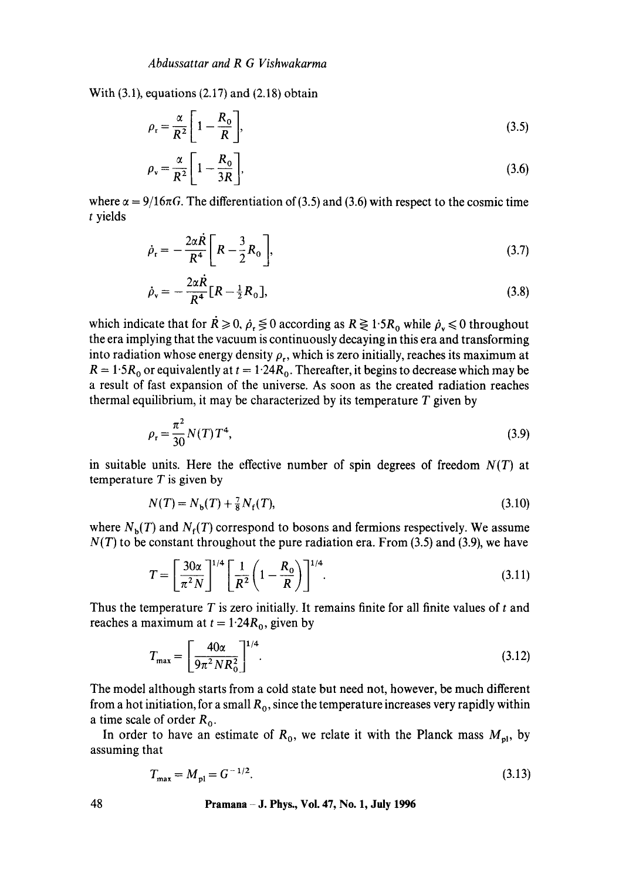With (3.1), equations (2.17) and (2.18) obtain

$$\rho_r = \frac{\alpha}{R^2}\left[1 - \frac{R_0}{R}\right], \tag{3.5}$$

$$\rho_v = \frac{\alpha}{R^2}\left[1 - \frac{R_0}{3R}\right], \tag{3.6}$$

where $\alpha = 9/16\pi G$. The differentiation of (3.5) and (3.6) with respect to the cosmic time $t$ yields

$$\dot{\rho}_r = -\frac{2\alpha\dot{R}}{R^4}\left[R - \frac{3}{2}R_0\right], \tag{3.7}$$

$$\dot{\rho}_v = -\frac{2\alpha\dot{R}}{R^4}\left[R - \tfrac{1}{2}R_0\right], \tag{3.8}$$

which indicate that for $\dot{R} \geqslant 0$, $\dot{\rho}_r \lesseqgtr 0$ according as $R \gtreqless 1{\cdot}5R_0$ while $\dot{\rho}_v \leqslant 0$ throughout the era implying that the vacuum is continuously decaying in this era and transforming into radiation whose energy density $\rho_r$, which is zero initially, reaches its maximum at $R = 1{\cdot}5R_0$ or equivalently at $t = 1{\cdot}24R_0$. Thereafter, it begins to decrease which may be a result of fast expansion of the universe. As soon as the created radiation reaches thermal equilibrium, it may be characterized by its temperature $T$ given by

$$\rho_r = \frac{\pi^2}{30}N(T)T^4, \tag{3.9}$$

in suitable units. Here the effective number of spin degrees of freedom $N(T)$ at temperature $T$ is given by

$$N(T) = N_b(T) + \tfrac{7}{8}N_f(T), \tag{3.10}$$

where $N_b(T)$ and $N_f(T)$ correspond to bosons and fermions respectively. We assume $N(T)$ to be constant throughout the pure radiation era. From (3.5) and (3.9), we have

$$T = \left[\frac{30\alpha}{\pi^2 N}\right]^{1/4}\left[\frac{1}{R^2}\left(1 - \frac{R_0}{R}\right)\right]^{1/4}. \tag{3.11}$$

Thus the temperature $T$ is zero initially. It remains finite for all finite values of $t$ and reaches a maximum at $t = 1{\cdot}24R_0$, given by

$$T_{max} = \left[\frac{40\alpha}{9\pi^2 N R_0^2}\right]^{1/4}. \tag{3.12}$$

The model although starts from a cold state but need not, however, be much different from a hot initiation, for a small $R_0$, since the temperature increases very rapidly within a time scale of order $R_0$.

In order to have an estimate of $R_0$, we relate it with the Planck mass $M_{pl}$, by assuming that

$$T_{max} = M_{pl} = G^{-1/2}. \tag{3.13}$$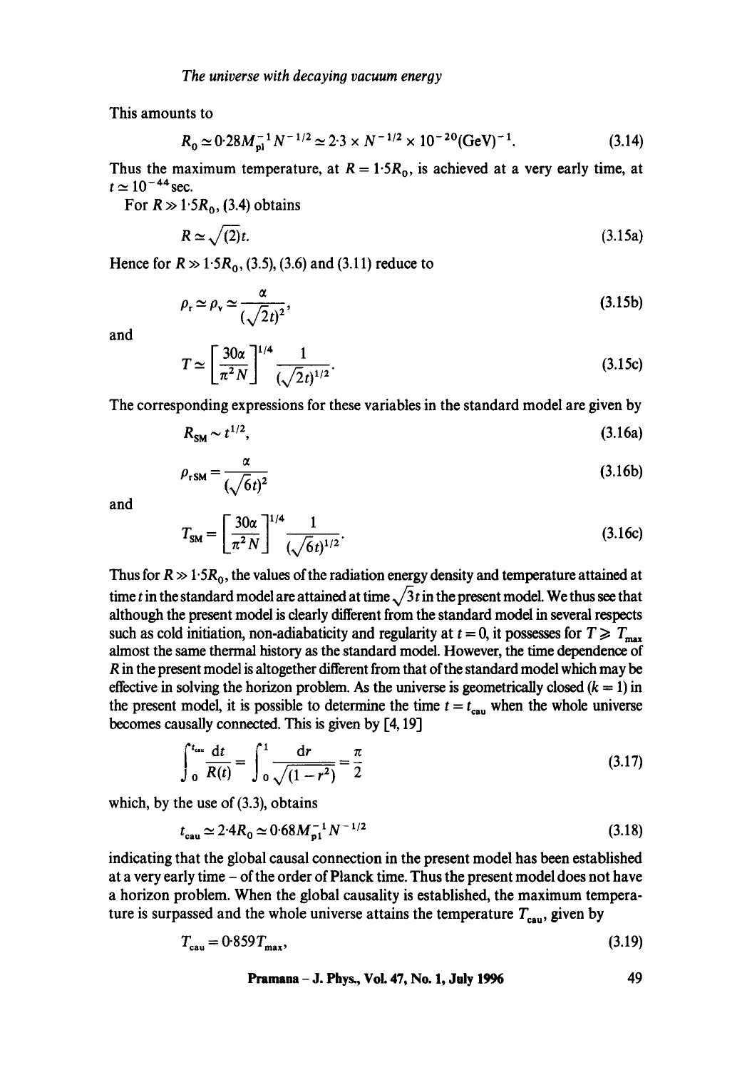This amounts to

$$R_0 \simeq 0{\cdot}28 M_{\rm pl}^{-1} N^{-1/2} \simeq 2{\cdot}3 \times N^{-1/2} \times 10^{-20} ({\rm GeV})^{-1}. \tag{3.14}$$

Thus the maximum temperature, at $R = 1{\cdot}5R_0$, is achieved at a very early time, at $t \simeq 10^{-44}$ sec.

For $R \gg 1{\cdot}5R_0$, (3.4) obtains

$$R \simeq \sqrt{(2)}t. \tag{3.15a}$$

Hence for $R \gg 1{\cdot}5R_0$, (3.5), (3.6) and (3.11) reduce to

$$\rho_{\rm r} \simeq \rho_{\rm v} \simeq \frac{\alpha}{(\sqrt{2}t)^2}, \tag{3.15b}$$

and

$$T \simeq \left[\frac{30\alpha}{\pi^2 N}\right]^{1/4} \frac{1}{(\sqrt{2}t)^{1/2}}. \tag{3.15c}$$

The corresponding expressions for these variables in the standard model are given by

$$R_{\rm SM} \sim t^{1/2}, \tag{3.16a}$$

$$\rho_{\rm rSM} = \frac{\alpha}{(\sqrt{6}t)^2} \tag{3.16b}$$

and

$$T_{\rm SM} = \left[\frac{30\alpha}{\pi^2 N}\right]^{1/4} \frac{1}{(\sqrt{6}t)^{1/2}}. \tag{3.16c}$$

Thus for $R \gg 1{\cdot}5R_0$, the values of the radiation energy density and temperature attained at time $t$ in the standard model are attained at time $\sqrt{3}t$ in the present model. We thus see that although the present model is clearly different from the standard model in several respects such as cold initiation, non-adiabaticity and regularity at $t = 0$, it possesses for $T \geqslant T_{\rm max}$ almost the same thermal history as the standard model. However, the time dependence of $R$ in the present model is altogether different from that of the standard model which may be effective in solving the horizon problem. As the universe is geometrically closed ($k = 1$) in the present model, it is possible to determine the time $t = t_{\rm cau}$ when the whole universe becomes causally connected. This is given by [4, 19]

$$\int_0^{t_{\rm cau}} \frac{{\rm d}t}{R(t)} = \int_0^1 \frac{{\rm d}r}{\sqrt{(1 - r^2)}} = \frac{\pi}{2} \tag{3.17}$$

which, by the use of (3.3), obtains

$$t_{\rm cau} \simeq 2{\cdot}4R_0 \simeq 0{\cdot}68 M_{\rm pl}^{-1} N^{-1/2} \tag{3.18}$$

indicating that the global causal connection in the present model has been established at a very early time – of the order of Planck time. Thus the present model does not have a horizon problem. When the global causality is established, the maximum temperature is surpassed and the whole universe attains the temperature $T_{\rm cau}$, given by

$$T_{\rm cau} = 0{\cdot}859 T_{\rm max}, \tag{3.19}$$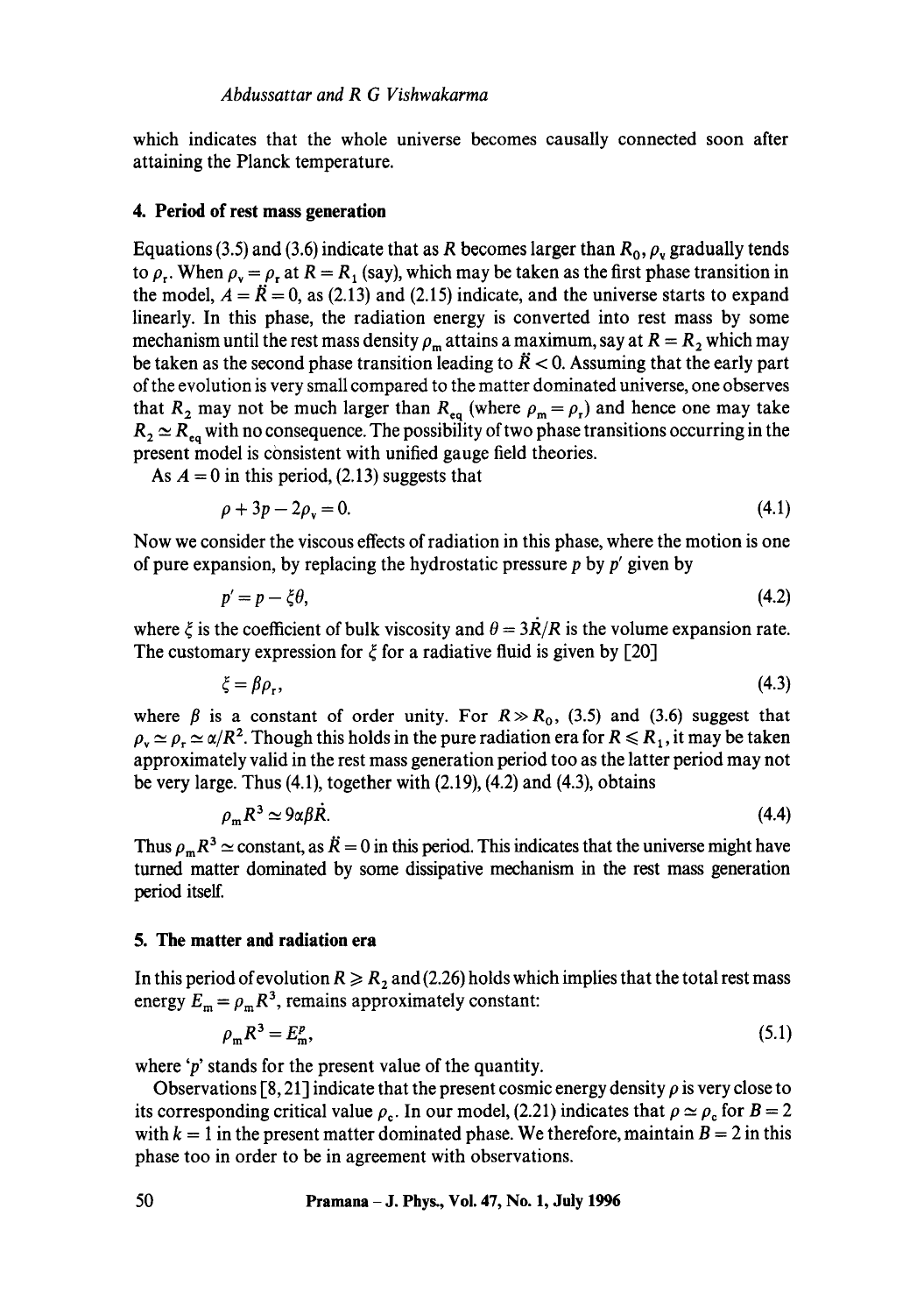which indicates that the whole universe becomes causally connected soon after attaining the Planck temperature.

### 4. Period of rest mass generation

Equations (3.5) and (3.6) indicate that as $R$ becomes larger than $R_0$, $\rho_v$ gradually tends to $\rho_r$. When $\rho_v = \rho_r$ at $R = R_1$ (say), which may be taken as the first phase transition in the model, $A = \ddot{R} = 0$, as (2.13) and (2.15) indicate, and the universe starts to expand linearly. In this phase, the radiation energy is converted into rest mass by some mechanism until the rest mass density $\rho_m$ attains a maximum, say at $R = R_2$ which may be taken as the second phase transition leading to $\ddot{R} < 0$. Assuming that the early part of the evolution is very small compared to the matter dominated universe, one observes that $R_2$ may not be much larger than $R_{eq}$ (where $\rho_m = \rho_r$) and hence one may take $R_2 \simeq R_{eq}$ with no consequence. The possibility of two phase transitions occurring in the present model is consistent with unified gauge field theories.

As $A = 0$ in this period, (2.13) suggests that

$$\rho + 3p - 2\rho_v = 0. \tag{4.1}$$

Now we consider the viscous effects of radiation in this phase, where the motion is one of pure expansion, by replacing the hydrostatic pressure $p$ by $p'$ given by

$$p' = p - \xi\theta, \tag{4.2}$$

where $\xi$ is the coefficient of bulk viscosity and $\theta = 3\dot{R}/R$ is the volume expansion rate. The customary expression for $\xi$ for a radiative fluid is given by [20]

$$\xi = \beta\rho_r, \tag{4.3}$$

where $\beta$ is a constant of order unity. For $R \gg R_0$, (3.5) and (3.6) suggest that $\rho_v \simeq \rho_r \simeq \alpha/R^2$. Though this holds in the pure radiation era for $R \leqslant R_1$, it may be taken approximately valid in the rest mass generation period too as the latter period may not be very large. Thus (4.1), together with (2.19), (4.2) and (4.3), obtains

$$\rho_m R^3 \simeq 9\alpha\beta\dot{R}. \tag{4.4}$$

Thus $\rho_m R^3 \simeq$ constant, as $\ddot{R} = 0$ in this period. This indicates that the universe might have turned matter dominated by some dissipative mechanism in the rest mass generation period itself.

### 5. The matter and radiation era

In this period of evolution $R \geqslant R_2$ and (2.26) holds which implies that the total rest mass energy $E_m = \rho_m R^3$, remains approximately constant:

$$\rho_m R^3 = E_m^p, \tag{5.1}$$

where '$p$' stands for the present value of the quantity.

Observations [8, 21] indicate that the present cosmic energy density $\rho$ is very close to its corresponding critical value $\rho_c$. In our model, (2.21) indicates that $\rho \simeq \rho_c$ for $B = 2$ with $k = 1$ in the present matter dominated phase. We therefore, maintain $B = 2$ in this phase too in order to be in agreement with observations.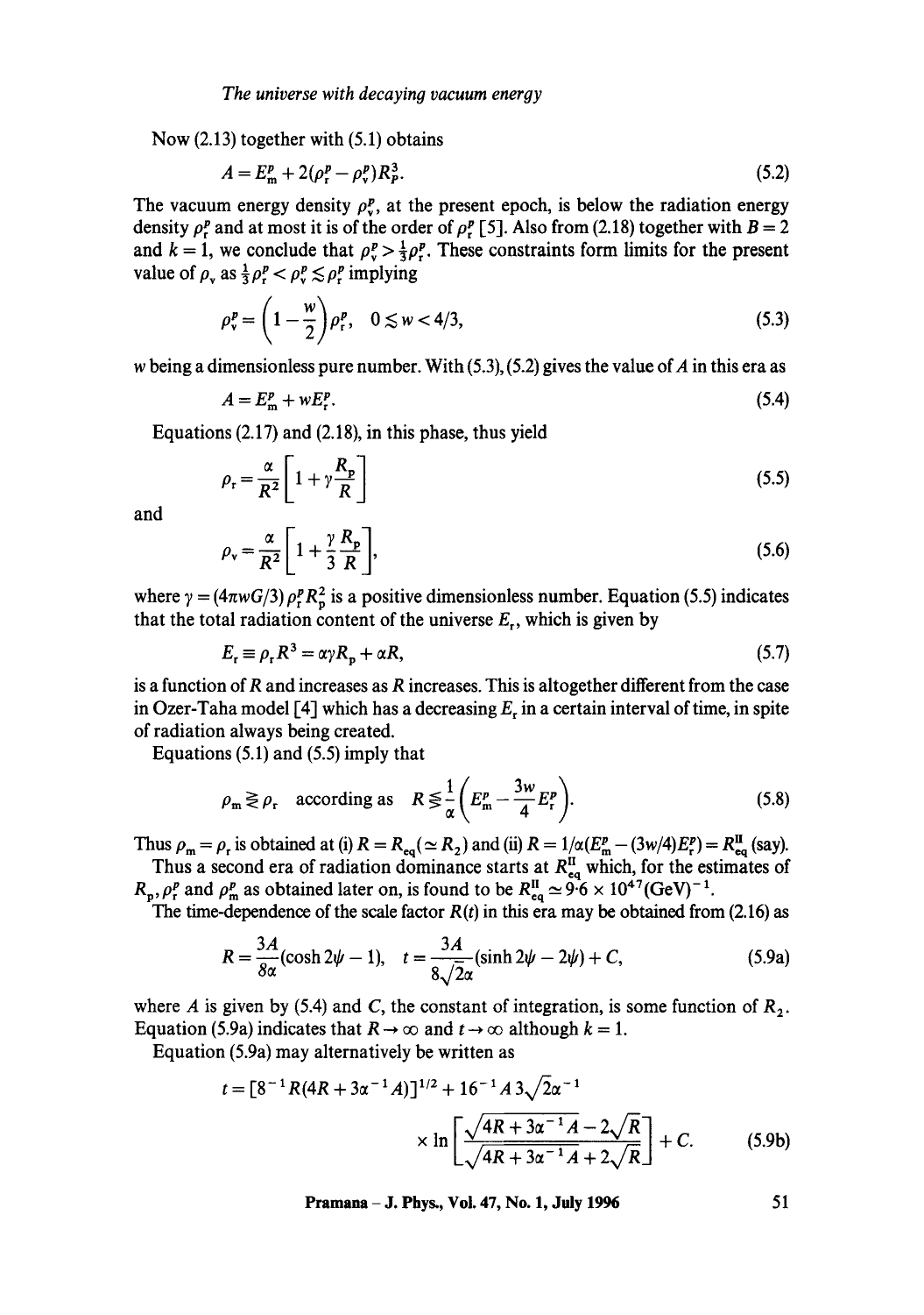Now (2.13) together with (5.1) obtains

$$A = E_m^p + 2(\rho_r^p - \rho_v^p)R_p^3. \tag{5.2}$$

The vacuum energy density $\rho_v^p$, at the present epoch, is below the radiation energy density $\rho_r^p$ and at most it is of the order of $\rho_r^p$ [5]. Also from (2.18) together with $B = 2$ and $k = 1$, we conclude that $\rho_v^p > \frac{1}{3}\rho_r^p$. These constraints form limits for the present value of $\rho_v$ as $\frac{1}{3}\rho_r^p < \rho_v^p \lesssim \rho_r^p$ implying

$$\rho_v^p = \left(1 - \frac{w}{2}\right)\rho_r^p, \quad 0 \lesssim w < 4/3, \tag{5.3}$$

$w$ being a dimensionless pure number. With (5.3), (5.2) gives the value of $A$ in this era as

$$A = E_m^p + wE_r^p. \tag{5.4}$$

Equations (2.17) and (2.18), in this phase, thus yield

$$\rho_r = \frac{\alpha}{R^2}\left[1 + \gamma\frac{R_p}{R}\right] \tag{5.5}$$

and

$$\rho_v = \frac{\alpha}{R^2}\left[1 + \frac{\gamma}{3}\frac{R_p}{R}\right], \tag{5.6}$$

where $\gamma = (4\pi wG/3)\rho_r^p R_p^2$ is a positive dimensionless number. Equation (5.5) indicates that the total radiation content of the universe $E_r$, which is given by

$$E_r \equiv \rho_r R^3 = \alpha\gamma R_p + \alpha R, \tag{5.7}$$

is a function of $R$ and increases as $R$ increases. This is altogether different from the case in Ozer-Taha model [4] which has a decreasing $E_r$ in a certain interval of time, in spite of radiation always being created.

Equations (5.1) and (5.5) imply that

$$\rho_m \gtreqless \rho_r \quad \text{according as} \quad R \lesseqgtr \frac{1}{\alpha}\left(E_m^p - \frac{3w}{4}E_r^p\right). \tag{5.8}$$

Thus $\rho_m = \rho_r$ is obtained at (i) $R = R_{eq}(\simeq R_2)$ and (ii) $R = 1/\alpha(E_m^p - (3w/4)E_r^p) = R_{eq}^{II}$ (say).

Thus a second era of radiation dominance starts at $R_{eq}^{II}$ which, for the estimates of $R_p, \rho_r^p$ and $\rho_m^p$ as obtained later on, is found to be $R_{eq}^{II} \simeq 9{\cdot}6 \times 10^{47}(\text{GeV})^{-1}$.

The time-dependence of the scale factor $R(t)$ in this era may be obtained from (2.16) as

$$R = \frac{3A}{8\alpha}(\cosh 2\psi - 1), \quad t = \frac{3A}{8\sqrt{2}\alpha}(\sinh 2\psi - 2\psi) + C, \tag{5.9a}$$

where $A$ is given by (5.4) and $C$, the constant of integration, is some function of $R_2$. Equation (5.9a) indicates that $R \to \infty$ and $t \to \infty$ although $k = 1$.

Equation (5.9a) may alternatively be written as

$$t = [8^{-1}R(4R + 3\alpha^{-1}A)]^{1/2} + 16^{-1}A\,3\sqrt{2}\alpha^{-1} \times \ln\left[\frac{\sqrt{4R + 3\alpha^{-1}A} - 2\sqrt{R}}{\sqrt{4R + 3\alpha^{-1}A} + 2\sqrt{R}}\right] + C. \tag{5.9b}$$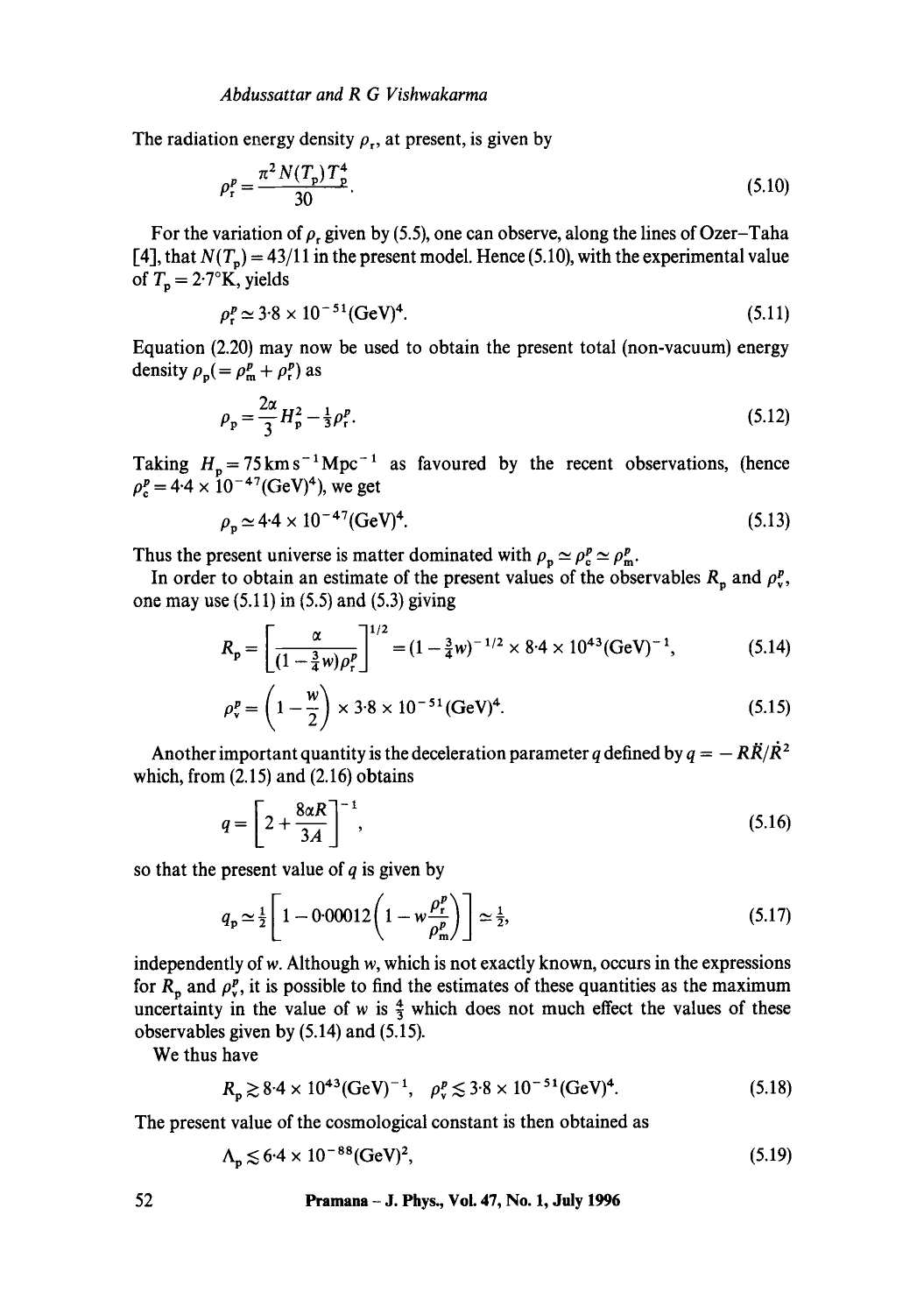The radiation energy density $\rho_r$, at present, is given by

$$\rho_r^p = \frac{\pi^2 N(T_p) T_p^4}{30}. \tag{5.10}$$

For the variation of $\rho_r$ given by (5.5), one can observe, along the lines of Ozer–Taha [4], that $N(T_p) = 43/11$ in the present model. Hence (5.10), with the experimental value of $T_p = 2{\cdot}7°\text{K}$, yields

$$\rho_r^p \simeq 3{\cdot}8 \times 10^{-51} (\text{GeV})^4. \tag{5.11}$$

Equation (2.20) may now be used to obtain the present total (non-vacuum) energy density $\rho_p (= \rho_m^p + \rho_r^p)$ as

$$\rho_p = \frac{2\alpha}{3} H_p^2 - \tfrac{1}{3}\rho_r^p. \tag{5.12}$$

Taking $H_p = 75\,\text{km}\,\text{s}^{-1}\text{Mpc}^{-1}$ as favoured by the recent observations, (hence $\rho_c^p = 4{\cdot}4 \times 10^{-47} (\text{GeV})^4$), we get

$$\rho_p \simeq 4{\cdot}4 \times 10^{-47} (\text{GeV})^4. \tag{5.13}$$

Thus the present universe is matter dominated with $\rho_p \simeq \rho_c^p \simeq \rho_m^p$.

In order to obtain an estimate of the present values of the observables $R_p$ and $\rho_v^p$, one may use (5.11) in (5.5) and (5.3) giving

$$R_p = \left[\frac{\alpha}{(1 - \frac{3}{4}w)\rho_r^p}\right]^{1/2} = (1 - \tfrac{3}{4}w)^{-1/2} \times 8{\cdot}4 \times 10^{43} (\text{GeV})^{-1}, \tag{5.14}$$

$$\rho_v^p = \left(1 - \frac{w}{2}\right) \times 3{\cdot}8 \times 10^{-51} (\text{GeV})^4. \tag{5.15}$$

Another important quantity is the deceleration parameter $q$ defined by $q = -R\ddot{R}/\dot{R}^2$ which, from (2.15) and (2.16) obtains

$$q = \left[2 + \frac{8\alpha R}{3A}\right]^{-1}, \tag{5.16}$$

so that the present value of $q$ is given by

$$q_p \simeq \tfrac{1}{2}\left[1 - 0{\cdot}00012\left(1 - w\frac{\rho_r^p}{\rho_m^p}\right)\right] \simeq \tfrac{1}{2}, \tag{5.17}$$

independently of $w$. Although $w$, which is not exactly known, occurs in the expressions for $R_p$ and $\rho_v^p$, it is possible to find the estimates of these quantities as the maximum uncertainty in the value of $w$ is $\frac{4}{3}$ which does not much effect the values of these observables given by (5.14) and (5.15).

We thus have

$$R_p \gtrsim 8{\cdot}4 \times 10^{43} (\text{GeV})^{-1}, \quad \rho_v^p \lesssim 3{\cdot}8 \times 10^{-51} (\text{GeV})^4. \tag{5.18}$$

The present value of the cosmological constant is then obtained as

$$\Lambda_p \lesssim 6{\cdot}4 \times 10^{-88} (\text{GeV})^2, \tag{5.19}$$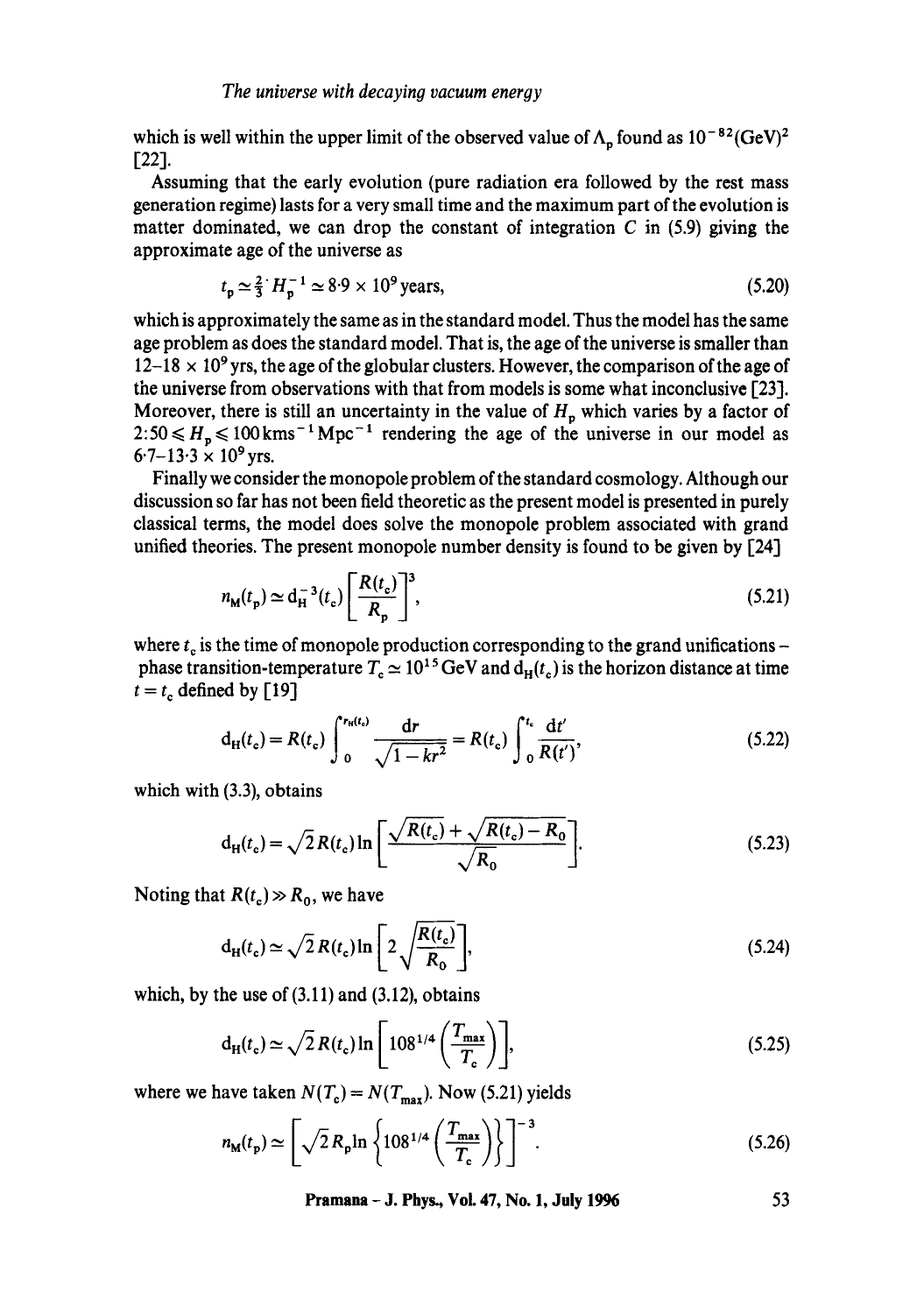which is well within the upper limit of the observed value of $\Lambda_p$ found as $10^{-82}(\text{GeV})^2$ [22].

Assuming that the early evolution (pure radiation era followed by the rest mass generation regime) lasts for a very small time and the maximum part of the evolution is matter dominated, we can drop the constant of integration $C$ in (5.9) giving the approximate age of the universe as

$$t_p \simeq \tfrac{2}{3} H_p^{-1} \simeq 8{\cdot}9 \times 10^9 \,\text{years}, \tag{5.20}$$

which is approximately the same as in the standard model. Thus the model has the same age problem as does the standard model. That is, the age of the universe is smaller than $12$–$18 \times 10^9$ yrs, the age of the globular clusters. However, the comparison of the age of the universe from observations with that from models is some what inconclusive [23]. Moreover, there is still an uncertainty in the value of $H_p$ which varies by a factor of $2{:}50 \leqslant H_p \leqslant 100\,\text{kms}^{-1}\,\text{Mpc}^{-1}$ rendering the age of the universe in our model as $6{\cdot}7$–$13{\cdot}3 \times 10^9$ yrs.

Finally we consider the monopole problem of the standard cosmology. Although our discussion so far has not been field theoretic as the present model is presented in purely classical terms, the model does solve the monopole problem associated with grand unified theories. The present monopole number density is found to be given by [24]

$$n_M(t_p) \simeq d_H^{-3}(t_c)\left[\frac{R(t_c)}{R_p}\right]^3, \tag{5.21}$$

where $t_c$ is the time of monopole production corresponding to the grand unifications – phase transition-temperature $T_c \simeq 10^{15}\,\text{GeV}$ and $d_H(t_c)$ is the horizon distance at time $t = t_c$ defined by [19]

$$d_H(t_c) = R(t_c)\int_0^{r_H(t_c)} \frac{dr}{\sqrt{1-kr^2}} = R(t_c)\int_0^{t_c} \frac{dt'}{R(t')}, \tag{5.22}$$

which with (3.3), obtains

$$d_H(t_c) = \sqrt{2}\,R(t_c)\ln\left[\frac{\sqrt{R(t_c)} + \sqrt{R(t_c) - R_0}}{\sqrt{R_0}}\right]. \tag{5.23}$$

Noting that $R(t_c) \gg R_0$, we have

$$d_H(t_c) \simeq \sqrt{2}\,R(t_c)\ln\left[2\sqrt{\frac{R(t_c)}{R_0}}\right], \tag{5.24}$$

which, by the use of (3.11) and (3.12), obtains

$$d_H(t_c) \simeq \sqrt{2}\,R(t_c)\ln\left[108^{1/4}\left(\frac{T_{\max}}{T_c}\right)\right], \tag{5.25}$$

where we have taken $N(T_c) = N(T_{\max})$. Now (5.21) yields

$$n_M(t_p) \simeq \left[\sqrt{2}\,R_p \ln\left\{108^{1/4}\left(\frac{T_{\max}}{T_c}\right)\right\}\right]^{-3}. \tag{5.26}$$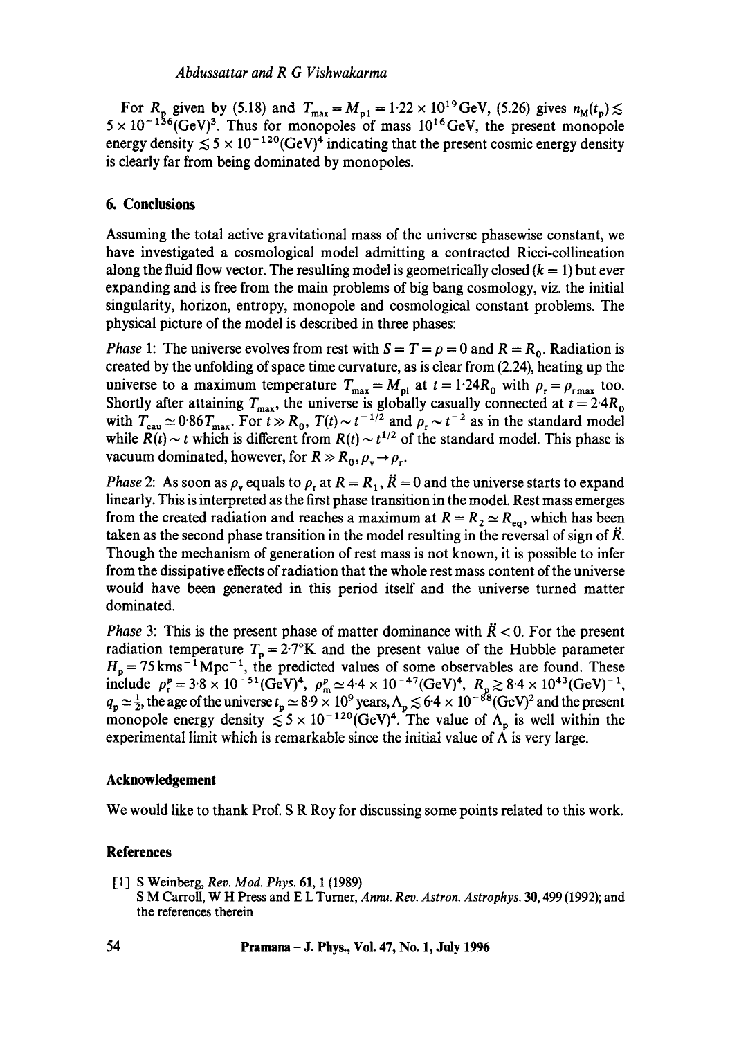For $R_p$ given by (5.18) and $T_{max} = M_{pl} = 1{\cdot}22 \times 10^{19}$GeV, (5.26) gives $n_M(t_p) \lesssim 5 \times 10^{-136}(\mathrm{GeV})^3$. Thus for monopoles of mass $10^{16}$GeV, the present monopole energy density $\lesssim 5 \times 10^{-120}(\mathrm{GeV})^4$ indicating that the present cosmic energy density is clearly far from being dominated by monopoles.

## 6. Conclusions

Assuming the total active gravitational mass of the universe phasewise constant, we have investigated a cosmological model admitting a contracted Ricci-collineation along the fluid flow vector. The resulting model is geometrically closed ($k = 1$) but ever expanding and is free from the main problems of big bang cosmology, viz. the initial singularity, horizon, entropy, monopole and cosmological constant problems. The physical picture of the model is described in three phases:

*Phase* 1: The universe evolves from rest with $S = T = \rho = 0$ and $R = R_0$. Radiation is created by the unfolding of space time curvature, as is clear from (2.24), heating up the universe to a maximum temperature $T_{max} = M_{pl}$ at $t = 1{\cdot}24R_0$ with $\rho_r = \rho_{r\,max}$ too. Shortly after attaining $T_{max}$, the universe is globally casually connected at $t = 2{\cdot}4R_0$ with $T_{cau} \simeq 0{\cdot}86T_{max}$. For $t \gg R_0$, $T(t) \sim t^{-1/2}$ and $\rho_r \sim t^{-2}$ as in the standard model while $R(t) \sim t$ which is different from $R(t) \sim t^{1/2}$ of the standard model. This phase is vacuum dominated, however, for $R \gg R_0, \rho_v \to \rho_r$.

*Phase* 2: As soon as $\rho_v$ equals to $\rho_r$ at $R = R_1$, $\ddot{R} = 0$ and the universe starts to expand linearly. This is interpreted as the first phase transition in the model. Rest mass emerges from the created radiation and reaches a maximum at $R = R_2 \simeq R_{eq}$, which has been taken as the second phase transition in the model resulting in the reversal of sign of $\ddot{R}$. Though the mechanism of generation of rest mass is not known, it is possible to infer from the dissipative effects of radiation that the whole rest mass content of the universe would have been generated in this period itself and the universe turned matter dominated.

*Phase* 3: This is the present phase of matter dominance with $\ddot{R} < 0$. For the present radiation temperature $T_p = 2{\cdot}7$°K and the present value of the Hubble parameter $H_p = 75\,\mathrm{kms^{-1}Mpc^{-1}}$, the predicted values of some observables are found. These include $\rho_r^p = 3{\cdot}8 \times 10^{-51}(\mathrm{GeV})^4$, $\rho_m^p \simeq 4{\cdot}4 \times 10^{-47}(\mathrm{GeV})^4$, $R_p \gtrsim 8{\cdot}4 \times 10^{43}(\mathrm{GeV})^{-1}$, $q_p \simeq \frac{1}{2}$, the age of the universe $t_p \simeq 8{\cdot}9 \times 10^9$ years, $\Lambda_p \lesssim 6{\cdot}4 \times 10^{-88}(\mathrm{GeV})^2$ and the present monopole energy density $\lesssim 5 \times 10^{-120}(\mathrm{GeV})^4$. The value of $\Lambda_p$ is well within the experimental limit which is remarkable since the initial value of $\Lambda$ is very large.

## Acknowledgement

We would like to thank Prof. S R Roy for discussing some points related to this work.

## References

[1] S Weinberg, *Rev. Mod. Phys.* **61**, 1 (1989)
S M Carroll, W H Press and E L Turner, *Annu. Rev. Astron. Astrophys.* **30**, 499 (1992); and the references therein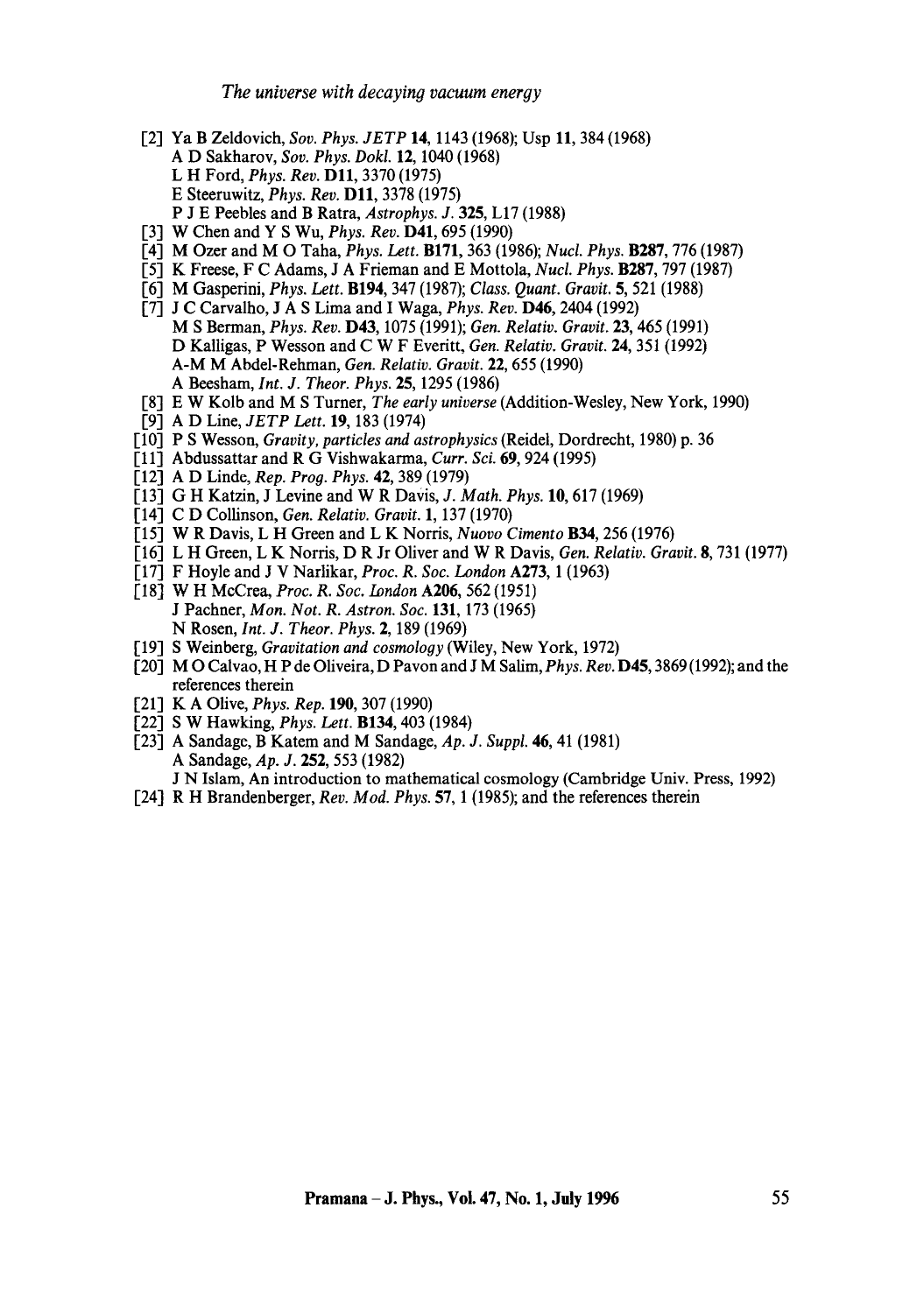[2] Ya B Zeldovich, *Sov. Phys. JETP* **14**, 1143 (1968); Usp **11**, 384 (1968)
A D Sakharov, *Sov. Phys. Dokl.* **12**, 1040 (1968)
L H Ford, *Phys. Rev.* **D11**, 3370 (1975)
E Steeruwitz, *Phys. Rev.* **D11**, 3378 (1975)
P J E Peebles and B Ratra, *Astrophys. J.* **325**, L17 (1988)

[3] W Chen and Y S Wu, *Phys. Rev.* **D41**, 695 (1990)

[4] M Ozer and M O Taha, *Phys. Lett.* **B171**, 363 (1986); *Nucl. Phys.* **B287**, 776 (1987)

[5] K Freese, F C Adams, J A Frieman and E Mottola, *Nucl. Phys.* **B287**, 797 (1987)

[6] M Gasperini, *Phys. Lett.* **B194**, 347 (1987); *Class. Quant. Gravit.* **5**, 521 (1988)

[7] J C Carvalho, J A S Lima and I Waga, *Phys. Rev.* **D46**, 2404 (1992)
M S Berman, *Phys. Rev.* **D43**, 1075 (1991); *Gen. Relativ. Gravit.* **23**, 465 (1991)
D Kalligas, P Wesson and C W F Everitt, *Gen. Relativ. Gravit.* **24**, 351 (1992)
A-M M Abdel-Rehman, *Gen. Relativ. Gravit.* **22**, 655 (1990)
A Beesham, *Int. J. Theor. Phys.* **25**, 1295 (1986)

[8] E W Kolb and M S Turner, *The early universe* (Addition-Wesley, New York, 1990)

[9] A D Line, *JETP Lett.* **19**, 183 (1974)

[10] P S Wesson, *Gravity, particles and astrophysics* (Reidel, Dordrecht, 1980) p. 36

[11] Abdussattar and R G Vishwakarma, *Curr. Sci.* **69**, 924 (1995)

[12] A D Linde, *Rep. Prog. Phys.* **42**, 389 (1979)

[13] G H Katzin, J Levine and W R Davis, *J. Math. Phys.* **10**, 617 (1969)

[14] C D Collinson, *Gen. Relativ. Gravit.* **1**, 137 (1970)

[15] W R Davis, L H Green and L K Norris, *Nuovo Cimento* **B34**, 256 (1976)

[16] L H Green, L K Norris, D R Jr Oliver and W R Davis, *Gen. Relativ. Gravit.* **8**, 731 (1977)

[17] F Hoyle and J V Narlikar, *Proc. R. Soc. London* **A273**, 1 (1963)

[18] W H McCrea, *Proc. R. Soc. London* **A206**, 562 (1951)
J Pachner, *Mon. Not. R. Astron. Soc.* **131**, 173 (1965)
N Rosen, *Int. J. Theor. Phys.* **2**, 189 (1969)

[19] S Weinberg, *Gravitation and cosmology* (Wiley, New York, 1972)

[20] M O Calvao, H P de Oliveira, D Pavon and J M Salim, *Phys. Rev.* **D45**, 3869 (1992); and the references therein

[21] K A Olive, *Phys. Rep.* **190**, 307 (1990)

[22] S W Hawking, *Phys. Lett.* **B134**, 403 (1984)

[23] A Sandage, B Katem and M Sandage, *Ap. J. Suppl.* **46**, 41 (1981)
A Sandage, *Ap. J.* **252**, 553 (1982)
J N Islam, An introduction to mathematical cosmology (Cambridge Univ. Press, 1992)

[24] R H Brandenberger, *Rev. Mod. Phys.* **57**, 1 (1985); and the references therein